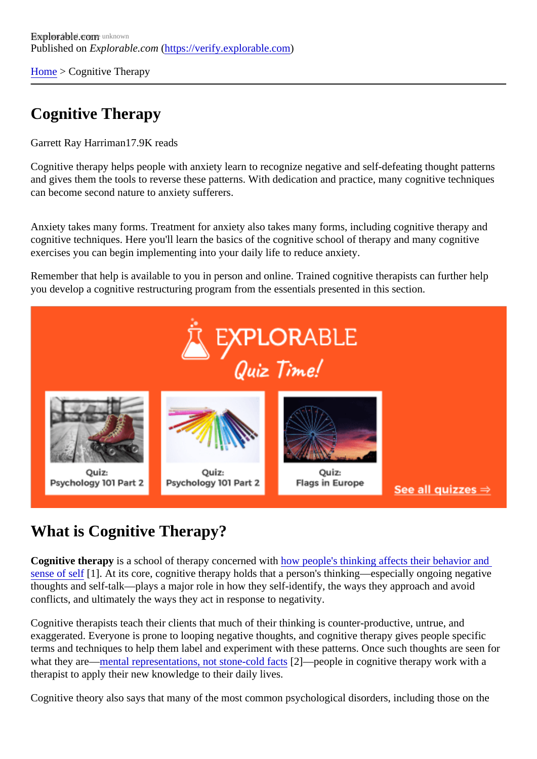Explorable.com

Published on *Explorable.com* (https://verify.explorable.com)

Home > Cognitive Therapy

# Cognitive Therapy

Garrett Ray Harriman17.9K reads

Cognitive therapy helps people with anxiety learn to recognize negative and self-defeating thought patterns and gives them the tools to reverse these patterns. With dedication and practice, many cognitive techniques can become second nature to anxiety sufferers.

Anxiety takes many forms. Treatment for anxiety also takes many forms, including cognitive therapy and cognitive techniques. Here you'll learn the basics of the cognitive school of therapy and many cognitive exercises you can begin implementing into your daily life to reduce anxiety.

Remember that help is available to you in person and online. Trained cognitive therapists can further help you develop a cognitive restructuring program from the essentials presented in this section.

## What is Cognitive Therapy?

**Cognitive therapy** is a school of therapy concerned with how people's thinking affects their behavior and sense of self [1]. At its core, cognitive therapy holds that a person's thinking—especially ongoing negative thoughts and self-talk—plays a major role in how they self-identify, the ways they approach and avoid conflicts, and ultimately the ways they act in response to negativity.

Cognitive therapists teach their clients that much of their thinking is counter-productive, untrue, and exaggerated. Everyone is prone to looping negative thoughts, and cognitive therapy gives people specific terms and techniques to help them label and experiment with these patterns. Once such thoughts are seen for what they are—mental representations, not stone-cold facts [2]—people in cognitive therapy work with a therapist to apply their new knowledge to their daily lives.

Cognitive theory also says that many of the most common psychological disorders, including those on the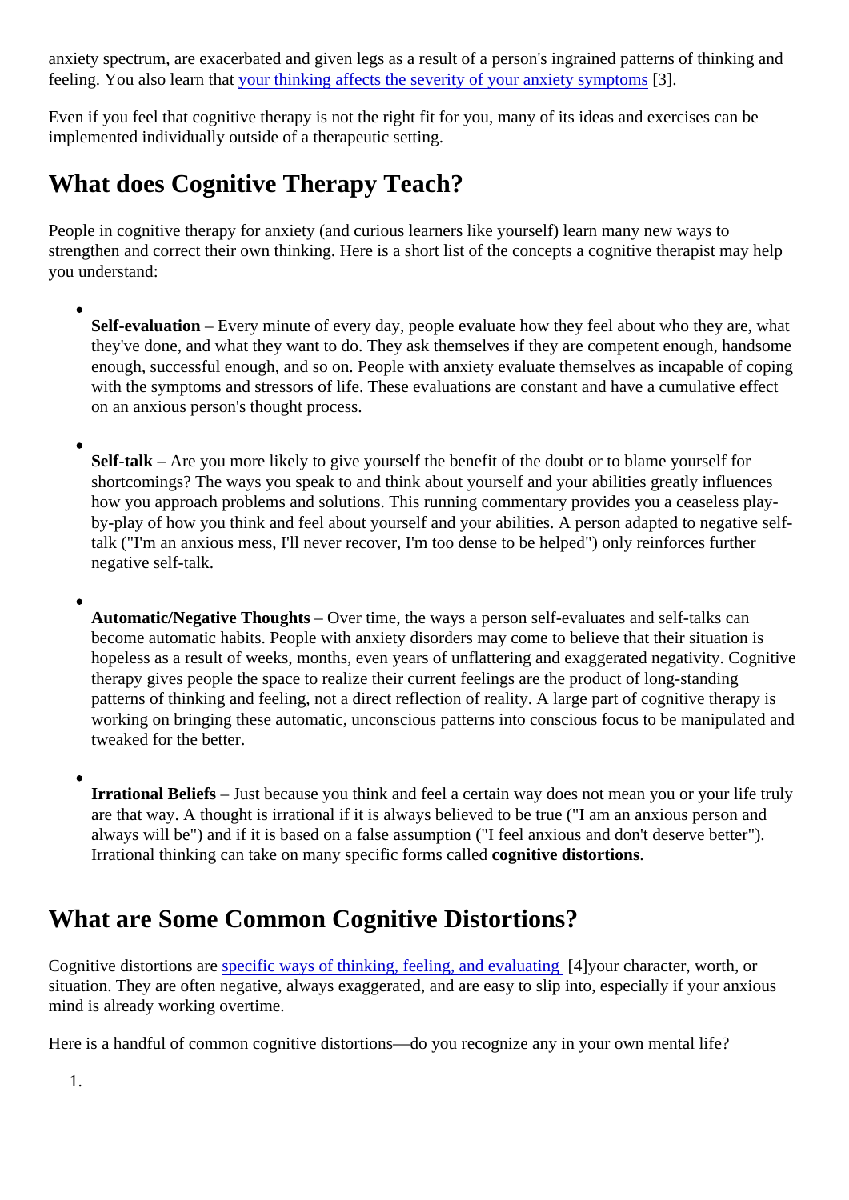anxiety spectrum, are exacerbated and given legs as a result of a person's ingrained patterns of thinking and feeling. You also learn that your thinking affects the severity of your anxiety symptoms [3].

Even if you feel that cognitive therapy is not the right fit for you, many of its ideas and exercises can be implemented individually outside of a therapeutic setting.

## What does Cognitive Therapy Teach?

People in cognitive therapy for anxiety (and curious learners like yourself) learn many new ways to strengthen and correct their own thinking. Here is a short list of the concepts a cognitive therapist may help you understand:

- **Self-evaluation** – Every minute of every day, people evaluate how they feel about who they are, what they've done, and what they want to do. They ask themselves if they are competent enough, handsome enough, successful enough, and so on. People with anxiety evaluate themselves as incapable of coping with the symptoms and stressors of life. These evaluations are constant and have a cumulative effect on an anxious person's thought process.

- **Self-talk** – Are you more likely to give yourself the benefit of the doubt or to blame yourself for shortcomings? The ways you speak to and think about yourself and your abilities greatly influences how you approach problems and solutions. This running commentary provides you a ceaseless play-by-play of how you think and feel about yourself and your abilities. A person adapted to negative self-talk ("I'm an anxious mess, I'll never recover, I'm too dense to be helped") only reinforces further negative self-talk.

- **Automatic/Negative Thoughts** – Over time, the ways a person self-evaluates and self-talks can become automatic habits. People with anxiety disorders may come to believe that their situation is hopeless as a result of weeks, months, even years of unflattering and exaggerated negativity. Cognitive therapy gives people the space to realize their current feelings are the product of long-standing patterns of thinking and feeling, not a direct reflection of reality. A large part of cognitive therapy is working on bringing these automatic, unconscious patterns into conscious focus to be manipulated and tweaked for the better.

- **Irrational Beliefs** – Just because you think and feel a certain way does not mean you or your life truly are that way. A thought is irrational if it is always believed to be true ("I am an anxious person and always will be") and if it is based on a false assumption ("I feel anxious and don't deserve better"). Irrational thinking can take on many specific forms called **cognitive distortions**.

## What are Some Common Cognitive Distortions?

Cognitive distortions are specific ways of thinking, feeling, and evaluating [4]your character, worth, or situation. They are often negative, always exaggerated, and are easy to slip into, especially if your anxious mind is already working overtime.

Here is a handful of common cognitive distortions—do you recognize any in your own mental life?

1.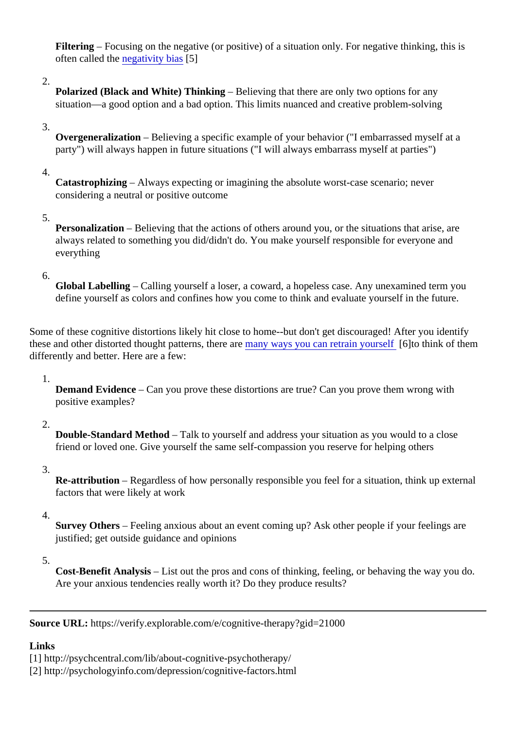Filtering – Focusing on the negative (or positive) of a situation only. For negative thinking, this is often called the negativity bias [5]

2. **Polarized (Black and White) Thinking** – Believing that there are only two options for any situation—a good option and a bad option. This limits nuanced and creative problem-solving

3. **Overgeneralization** – Believing a specific example of your behavior ("I embarrassed myself at a party") will always happen in future situations ("I will always embarrass myself at parties")

4. **Catastrophizing** – Always expecting or imagining the absolute worst-case scenario; never considering a neutral or positive outcome

5. **Personalization** – Believing that the actions of others around you, or the situations that arise, are always related to something you did/didn't do. You make yourself responsible for everyone and everything

6. **Global Labelling** – Calling yourself a loser, a coward, a hopeless case. Any unexamined term you define yourself as colors and confines how you come to think and evaluate yourself in the future.

Some of these cognitive distortions likely hit close to home--but don't get discouraged! After you identify these and other distorted thought patterns, there are many ways you can retrain yourself [6]to think of them differently and better. Here are a few:

1. **Demand Evidence** – Can you prove these distortions are true? Can you prove them wrong with positive examples?

2. **Double-Standard Method** – Talk to yourself and address your situation as you would to a close friend or loved one. Give yourself the same self-compassion you reserve for helping others

3. **Re-attribution** – Regardless of how personally responsible you feel for a situation, think up external factors that were likely at work

4. **Survey Others** – Feeling anxious about an event coming up? Ask other people if your feelings are justified; get outside guidance and opinions

5. **Cost-Benefit Analysis** – List out the pros and cons of thinking, feeling, or behaving the way you do. Are your anxious tendencies really worth it? Do they produce results?

---

**Source URL:** https://verify.explorable.com/e/cognitive-therapy?gid=21000

**Links**

[1] http://psychcentral.com/lib/about-cognitive-psychotherapy/

[2] http://psychologyinfo.com/depression/cognitive-factors.html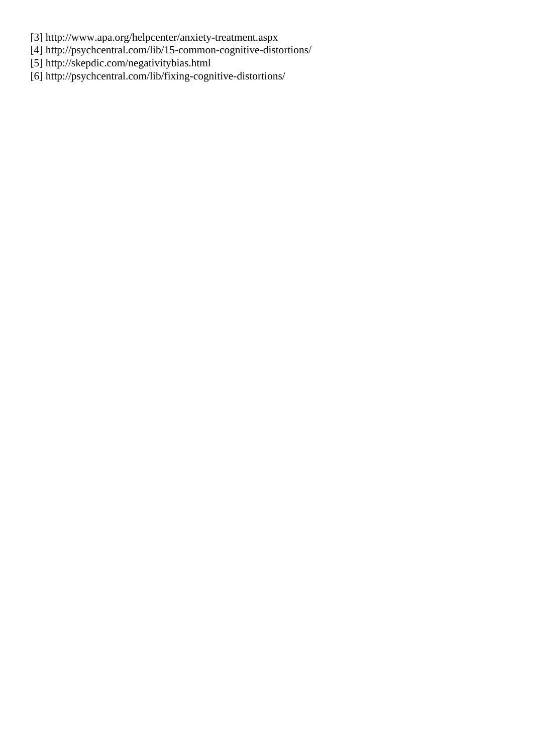[3] http://www.apa.org/helpcenter/anxiety-treatment.aspx
[4] http://psychcentral.com/lib/15-common-cognitive-distortions/
[5] http://skepdic.com/negativitybias.html
[6] http://psychcentral.com/lib/fixing-cognitive-distortions/